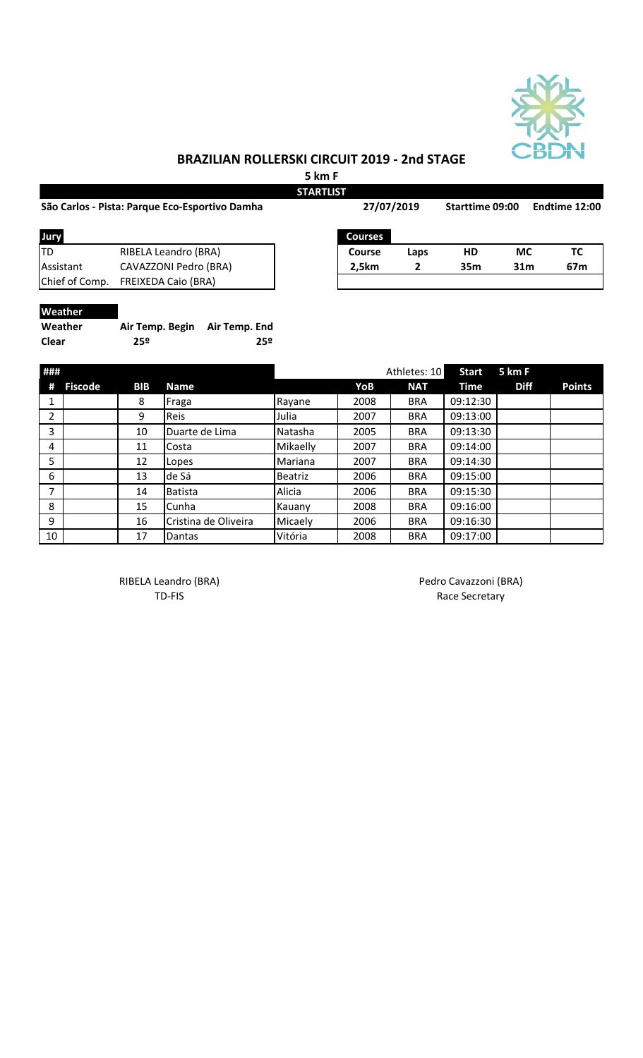## BRAZILIAN ROLLERSKI CIRCUIT 2019 - 2nd STAGE

**5 km F**

**STARTLIST**

**São Carlos - Pista: Parque Eco-Esportivo Damha** | **27/07/2019** | **Starttime 09:00** | **Endtime 12:00**

| Jury | |
|---|---|
| TD | RIBELA Leandro (BRA) |
| Assistant | CAVAZZONI Pedro (BRA) |
| Chief of Comp. | FREIXEDA Caio (BRA) |

| Courses | | | | |
|---|---|---|---|---|
| **Course** | **Laps** | **HD** | **MC** | **TC** |
| **2,5km** | **2** | **35m** | **31m** | **67m** |

**Weather**

| Weather | Air Temp. Begin | Air Temp. End |
|---|---|---|
| Clear | 25º | 25º |

| # | Fiscode | BIB | Name | | YoB | NAT | Start Time | 5 km F Diff | Points |
|---|---|---|---|---|---|---|---|---|---|
| 1 | | 8 | Fraga | Rayane | 2008 | BRA | 09:12:30 | | |
| 2 | | 9 | Reis | Julia | 2007 | BRA | 09:13:00 | | |
| 3 | | 10 | Duarte de Lima | Natasha | 2005 | BRA | 09:13:30 | | |
| 4 | | 11 | Costa | Mikaelly | 2007 | BRA | 09:14:00 | | |
| 5 | | 12 | Lopes | Mariana | 2007 | BRA | 09:14:30 | | |
| 6 | | 13 | de Sá | Beatriz | 2006 | BRA | 09:15:00 | | |
| 7 | | 14 | Batista | Alicia | 2006 | BRA | 09:15:30 | | |
| 8 | | 15 | Cunha | Kauany | 2008 | BRA | 09:16:00 | | |
| 9 | | 16 | Cristina de Oliveira | Micaely | 2006 | BRA | 09:16:30 | | |
| 10 | | 17 | Dantas | Vitória | 2008 | BRA | 09:17:00 | | |

Athletes: 10

RIBELA Leandro (BRA)
TD-FIS

Pedro Cavazzoni (BRA)
Race Secretary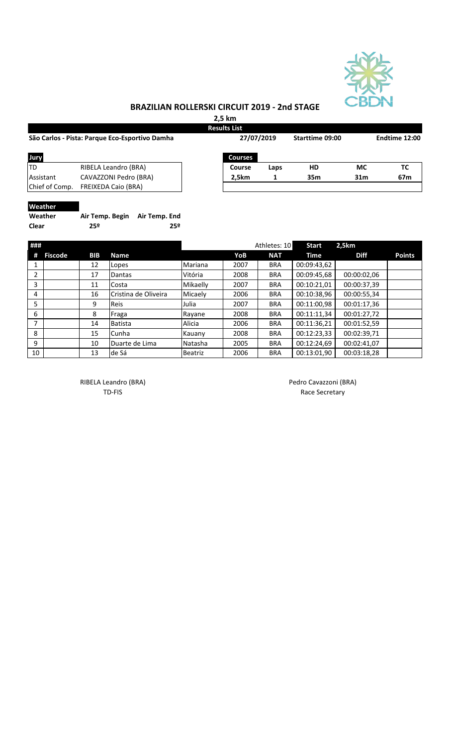## BRAZILIAN ROLLERSKI CIRCUIT 2019 - 2nd STAGE

**2,5 km**

**Results List**

**São Carlos - Pista: Parque Eco-Esportivo Damha** | **27/07/2019** | **Starttime 09:00** | **Endtime 12:00**

| Jury | |
|---|---|
| TD | RIBELA Leandro (BRA) |
| Assistant | CAVAZZONI Pedro (BRA) |
| Chief of Comp. | FREIXEDA Caio (BRA) |

| Courses | | | | |
|---|---|---|---|---|
| **Course** | **Laps** | **HD** | **MC** | **TC** |
| **2,5km** | **1** | **35m** | **31m** | **67m** |

| Weather | | |
|---|---|---|
| **Weather** | **Air Temp. Begin** | **Air Temp. End** |
| **Clear** | **25º** | **25º** |

| ### | | | | | | Athletes: 10 | Start | 2,5km | |
|---|---|---|---|---|---|---|---|---|---|
| # | Fiscode | BIB | Name | | YoB | NAT | Time | Diff | Points |
| 1 | | 12 | Lopes | Mariana | 2007 | BRA | 00:09:43,62 | | |
| 2 | | 17 | Dantas | Vitória | 2008 | BRA | 00:09:45,68 | 00:00:02,06 | |
| 3 | | 11 | Costa | Mikaelly | 2007 | BRA | 00:10:21,01 | 00:00:37,39 | |
| 4 | | 16 | Cristina de Oliveira | Micaely | 2006 | BRA | 00:10:38,96 | 00:00:55,34 | |
| 5 | | 9 | Reis | Julia | 2007 | BRA | 00:11:00,98 | 00:01:17,36 | |
| 6 | | 8 | Fraga | Rayane | 2008 | BRA | 00:11:11,34 | 00:01:27,72 | |
| 7 | | 14 | Batista | Alicia | 2006 | BRA | 00:11:36,21 | 00:01:52,59 | |
| 8 | | 15 | Cunha | Kauany | 2008 | BRA | 00:12:23,33 | 00:02:39,71 | |
| 9 | | 10 | Duarte de Lima | Natasha | 2005 | BRA | 00:12:24,69 | 00:02:41,07 | |
| 10 | | 13 | de Sá | Beatriz | 2006 | BRA | 00:13:01,90 | 00:03:18,28 | |

RIBELA Leandro (BRA)
TD-FIS

Pedro Cavazzoni (BRA)
Race Secretary